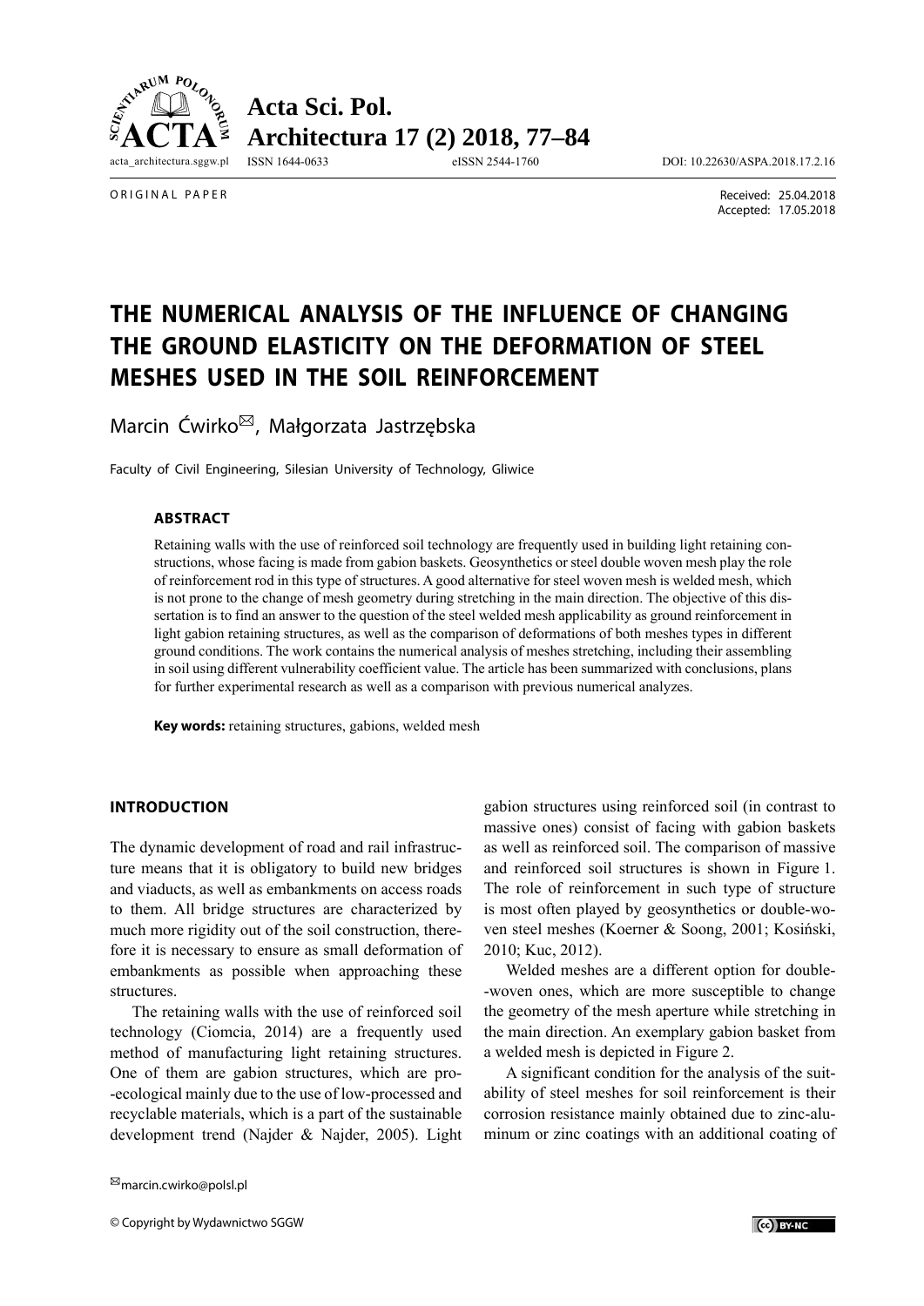ORIGINAL PAPER

Received: 25.04.2018
Accepted: 17.05.2018

# THE NUMERICAL ANALYSIS OF THE INFLUENCE OF CHANGING THE GROUND ELASTICITY ON THE DEFORMATION OF STEEL MESHES USED IN THE SOIL REINFORCEMENT

Marcin Ćwirko✉, Małgorzata Jastrzębska

Faculty of Civil Engineering, Silesian University of Technology, Gliwice

### ABSTRACT

Retaining walls with the use of reinforced soil technology are frequently used in building light retaining constructions, whose facing is made from gabion baskets. Geosynthetics or steel double woven mesh play the role of reinforcement rod in this type of structures. A good alternative for steel woven mesh is welded mesh, which is not prone to the change of mesh geometry during stretching in the main direction. The objective of this dissertation is to find an answer to the question of the steel welded mesh applicability as ground reinforcement in light gabion retaining structures, as well as the comparison of deformations of both meshes types in different ground conditions. The work contains the numerical analysis of meshes stretching, including their assembling in soil using different vulnerability coefficient value. The article has been summarized with conclusions, plans for further experimental research as well as a comparison with previous numerical analyzes.

**Key words:** retaining structures, gabions, welded mesh

## INTRODUCTION

The dynamic development of road and rail infrastructure means that it is obligatory to build new bridges and viaducts, as well as embankments on access roads to them. All bridge structures are characterized by much more rigidity out of the soil construction, therefore it is necessary to ensure as small deformation of embankments as possible when approaching these structures.

The retaining walls with the use of reinforced soil technology (Ciomcia, 2014) are a frequently used method of manufacturing light retaining structures. One of them are gabion structures, which are pro-ecological mainly due to the use of low-processed and recyclable materials, which is a part of the sustainable development trend (Najder & Najder, 2005). Light gabion structures using reinforced soil (in contrast to massive ones) consist of facing with gabion baskets as well as reinforced soil. The comparison of massive and reinforced soil structures is shown in Figure 1. The role of reinforcement in such type of structure is most often played by geosynthetics or double-woven steel meshes (Koerner & Soong, 2001; Kosiński, 2010; Kuc, 2012).

Welded meshes are a different option for double-woven ones, which are more susceptible to change the geometry of the mesh aperture while stretching in the main direction. An exemplary gabion basket from a welded mesh is depicted in Figure 2.

A significant condition for the analysis of the suitability of steel meshes for soil reinforcement is their corrosion resistance mainly obtained due to zinc-aluminum or zinc coatings with an additional coating of

✉marcin.cwirko@polsl.pl

© Copyright by Wydawnictwo SGGW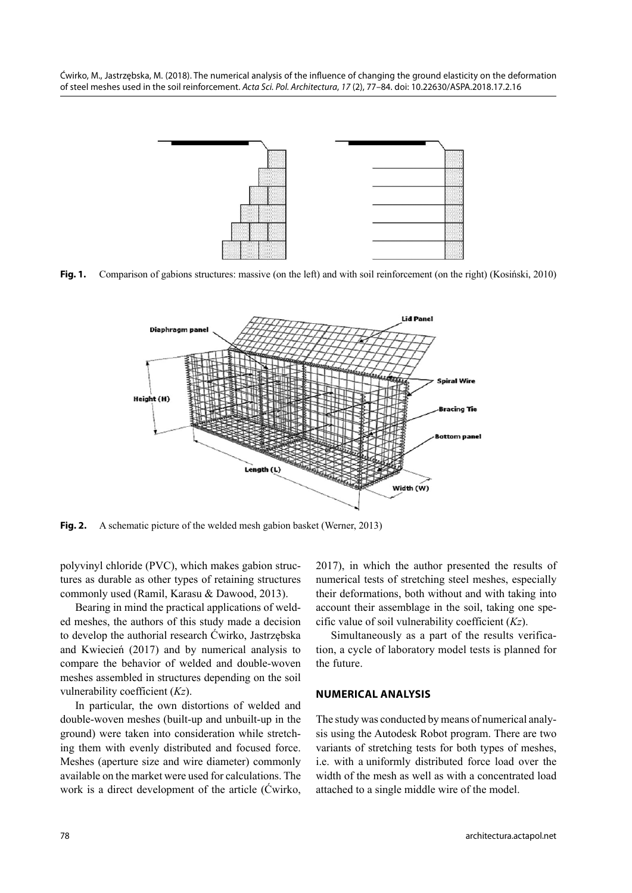**Fig. 1.** Comparison of gabions structures: massive (on the left) and with soil reinforcement (on the right) (Kosiński, 2010)

**Fig. 2.** A schematic picture of the welded mesh gabion basket (Werner, 2013)

polyvinyl chloride (PVC), which makes gabion structures as durable as other types of retaining structures commonly used (Ramil, Karasu & Dawood, 2013).

Bearing in mind the practical applications of welded meshes, the authors of this study made a decision to develop the authorial research Ćwirko, Jastrzębska and Kwiecień (2017) and by numerical analysis to compare the behavior of welded and double-woven meshes assembled in structures depending on the soil vulnerability coefficient ($Kz$).

In particular, the own distortions of welded and double-woven meshes (built-up and unbuilt-up in the ground) were taken into consideration while stretching them with evenly distributed and focused force. Meshes (aperture size and wire diameter) commonly available on the market were used for calculations. The work is a direct development of the article (Ćwirko, 2017), in which the author presented the results of numerical tests of stretching steel meshes, especially their deformations, both without and with taking into account their assemblage in the soil, taking one specific value of soil vulnerability coefficient ($Kz$).

Simultaneously as a part of the results verification, a cycle of laboratory model tests is planned for the future.

## NUMERICAL ANALYSIS

The study was conducted by means of numerical analysis using the Autodesk Robot program. There are two variants of stretching tests for both types of meshes, i.e. with a uniformly distributed force load over the width of the mesh as well as with a concentrated load attached to a single middle wire of the model.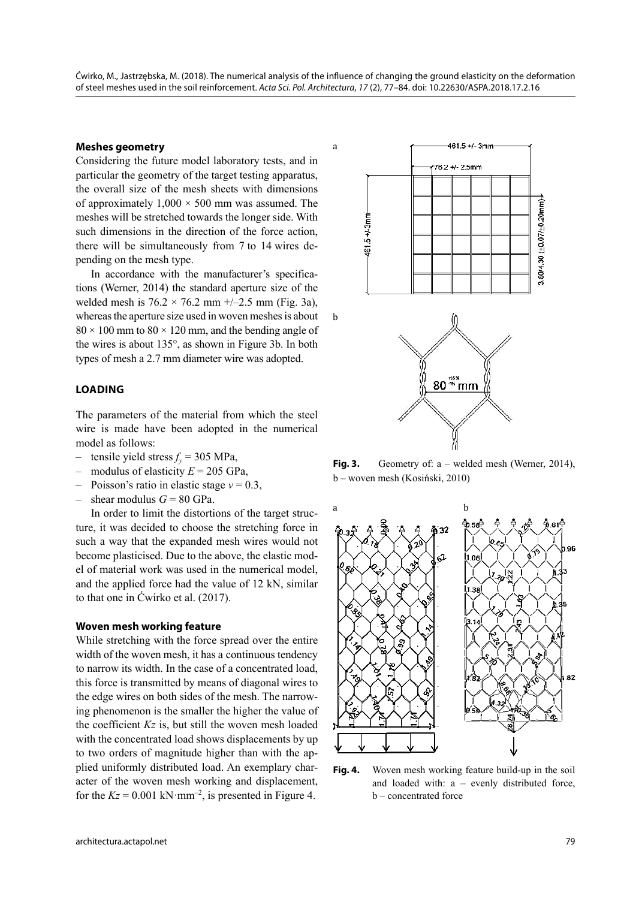### Meshes geometry

Considering the future model laboratory tests, and in particular the geometry of the target testing apparatus, the overall size of the mesh sheets with dimensions of approximately 1,000 × 500 mm was assumed. The meshes will be stretched towards the longer side. With such dimensions in the direction of the force action, there will be simultaneously from 7 to 14 wires depending on the mesh type.

In accordance with the manufacturer's specifications (Werner, 2014) the standard aperture size of the welded mesh is 76.2 × 76.2 mm +/–2.5 mm (Fig. 3a), whereas the aperture size used in woven meshes is about 80 × 100 mm to 80 × 120 mm, and the bending angle of the wires is about 135°, as shown in Figure 3b. In both types of mesh a 2.7 mm diameter wire was adopted.

Fig. 3. Geometry of: a – welded mesh (Werner, 2014), b – woven mesh (Kosiński, 2010)

## LOADING

The parameters of the material from which the steel wire is made have been adopted in the numerical model as follows:

- tensile yield stress $f_y$ = 305 MPa,
- modulus of elasticity $E$ = 205 GPa,
- Poisson's ratio in elastic stage $v$ = 0.3,
- shear modulus $G$ = 80 GPa.

In order to limit the distortions of the target structure, it was decided to choose the stretching force in such a way that the expanded mesh wires would not become plasticised. Due to the above, the elastic model of material work was used in the numerical model, and the applied force had the value of 12 kN, similar to that one in Ćwirko et al. (2017).

### Woven mesh working feature

While stretching with the force spread over the entire width of the woven mesh, it has a continuous tendency to narrow its width. In the case of a concentrated load, this force is transmitted by means of diagonal wires to the edge wires on both sides of the mesh. The narrowing phenomenon is the smaller the higher the value of the coefficient $Kz$ is, but still the woven mesh loaded with the concentrated load shows displacements by up to two orders of magnitude higher than with the applied uniformly distributed load. An exemplary character of the woven mesh working and displacement, for the $Kz = 0.001$ kN·mm$^{-2}$, is presented in Figure 4.

Fig. 4. Woven mesh working feature build-up in the soil and loaded with: a – evenly distributed force, b – concentrated force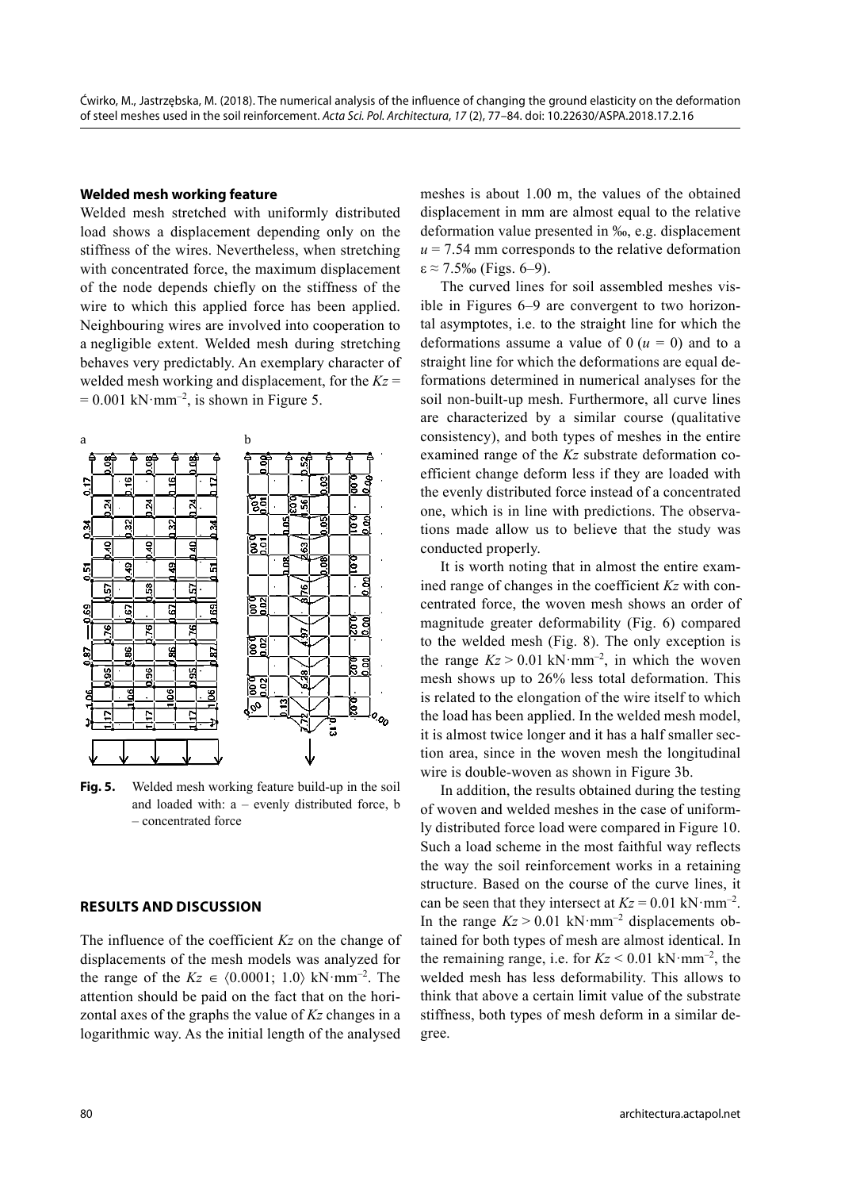### Welded mesh working feature

Welded mesh stretched with uniformly distributed load shows a displacement depending only on the stiffness of the wires. Nevertheless, when stretching with concentrated force, the maximum displacement of the node depends chiefly on the stiffness of the wire to which this applied force has been applied. Neighbouring wires are involved into cooperation to a negligible extent. Welded mesh during stretching behaves very predictably. An exemplary character of welded mesh working and displacement, for the $Kz = 0.001$ kN·mm$^{-2}$, is shown in Figure 5.

**Fig. 5.** Welded mesh working feature build-up in the soil and loaded with: a – evenly distributed force, b – concentrated force

## RESULTS AND DISCUSSION

The influence of the coefficient $Kz$ on the change of displacements of the mesh models was analyzed for the range of the $Kz \in \langle 0.0001; 1.0 \rangle$ kN·mm$^{-2}$. The attention should be paid on the fact that on the horizontal axes of the graphs the value of $Kz$ changes in a logarithmic way. As the initial length of the analysed meshes is about 1.00 m, the values of the obtained displacement in mm are almost equal to the relative deformation value presented in ‰, e.g. displacement $u = 7.54$ mm corresponds to the relative deformation $\varepsilon \approx 7.5$‰ (Figs. 6–9).

The curved lines for soil assembled meshes visible in Figures 6–9 are convergent to two horizontal asymptotes, i.e. to the straight line for which the deformations assume a value of 0 ($u = 0$) and to a straight line for which the deformations are equal deformations determined in numerical analyses for the soil non-built-up mesh. Furthermore, all curve lines are characterized by a similar course (qualitative consistency), and both types of meshes in the entire examined range of the $Kz$ substrate deformation coefficient change deform less if they are loaded with the evenly distributed force instead of a concentrated one, which is in line with predictions. The observations made allow us to believe that the study was conducted properly.

It is worth noting that in almost the entire examined range of changes in the coefficient $Kz$ with concentrated force, the woven mesh shows an order of magnitude greater deformability (Fig. 6) compared to the welded mesh (Fig. 8). The only exception is the range $Kz > 0.01$ kN·mm$^{-2}$, in which the woven mesh shows up to 26% less total deformation. This is related to the elongation of the wire itself to which the load has been applied. In the welded mesh model, it is almost twice longer and it has a half smaller section area, since in the woven mesh the longitudinal wire is double-woven as shown in Figure 3b.

In addition, the results obtained during the testing of woven and welded meshes in the case of uniformly distributed force load were compared in Figure 10. Such a load scheme in the most faithful way reflects the way the soil reinforcement works in a retaining structure. Based on the course of the curve lines, it can be seen that they intersect at $Kz = 0.01$ kN·mm$^{-2}$. In the range $Kz > 0.01$ kN·mm$^{-2}$ displacements obtained for both types of mesh are almost identical. In the remaining range, i.e. for $Kz < 0.01$ kN·mm$^{-2}$, the welded mesh has less deformability. This allows to think that above a certain limit value of the substrate stiffness, both types of mesh deform in a similar degree.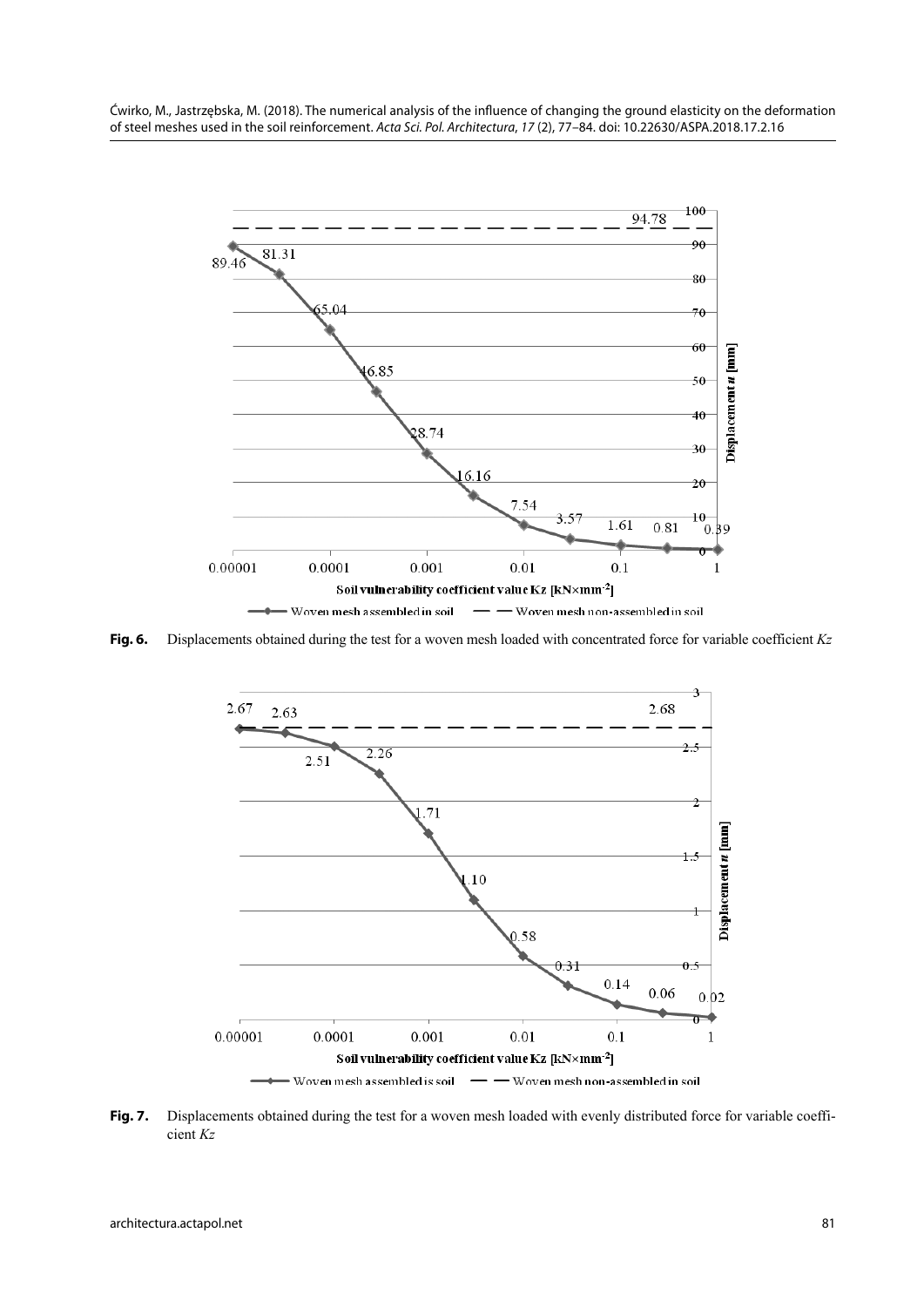Fig. 6. Displacements obtained during the test for a woven mesh loaded with concentrated force for variable coefficient *Kz*

Fig. 7. Displacements obtained during the test for a woven mesh loaded with evenly distributed force for variable coefficient *Kz*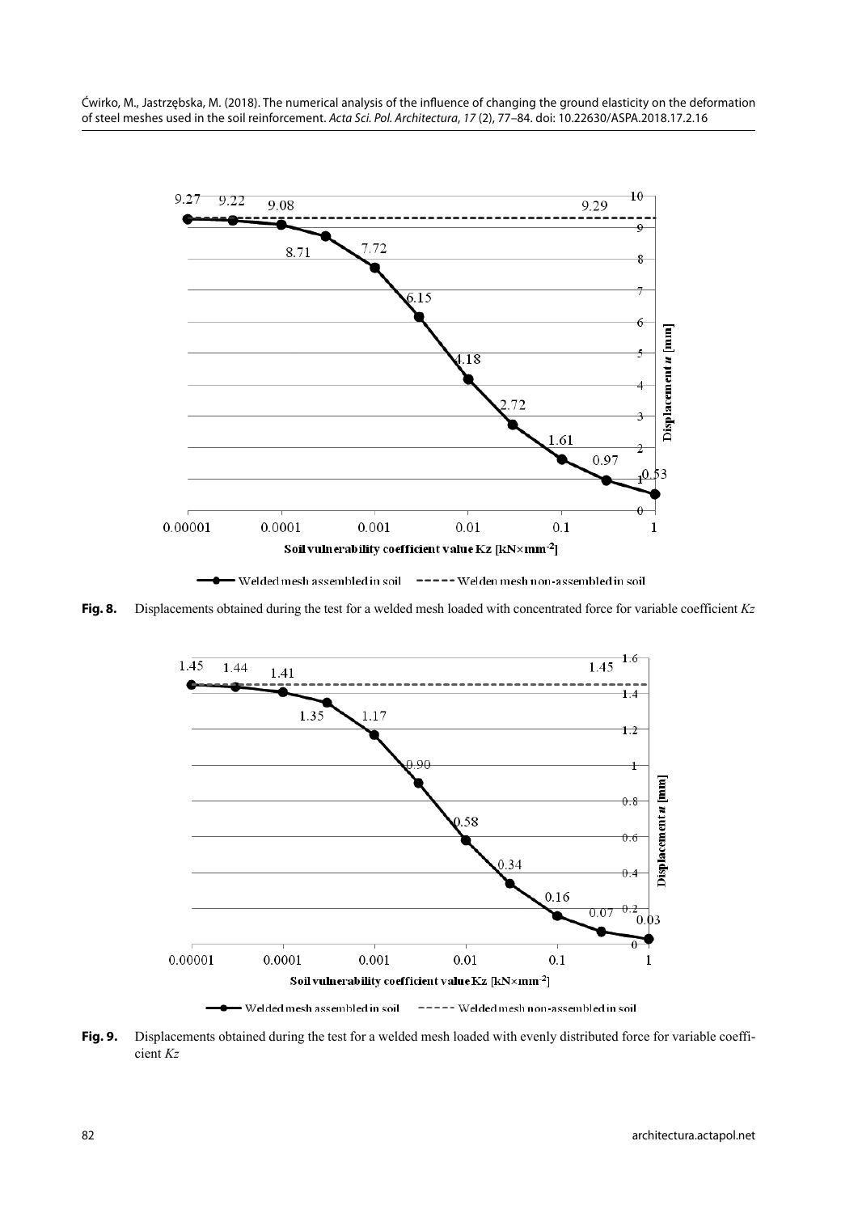9.27 9.22 9.08 9.29 10

9

8.71 7.72 8

7

6.15

6

5

4.18

4

2.72 3

1.61

2

0.97

1 0.53

0

0.00001 0.0001 0.001 0.01 0.1 1

Soil vulnerability coefficient value Kz [kN×mm$^{-2}$]

Displacement *u* [mm]

Welded mesh assembled in soil ----- Welden mesh non-assembled in soil

**Fig. 8.** Displacements obtained during the test for a welded mesh loaded with concentrated force for variable coefficient *Kz*

1.45 1.44 1.41 1.45 1.6

1.4

1.35 1.17 1.2

0.90 1

0.8

0.58

0.6

0.34 0.4

0.16

0.07 0.2 0.03

0

0.00001 0.0001 0.001 0.01 0.1 1

Soil vulnerability coefficient value Kz [kN×mm$^{-2}$]

Displacement *u* [mm]

Welded mesh assembled in soil ----- Welded mesh non-assembled in soil

**Fig. 9.** Displacements obtained during the test for a welded mesh loaded with evenly distributed force for variable coefficient *Kz*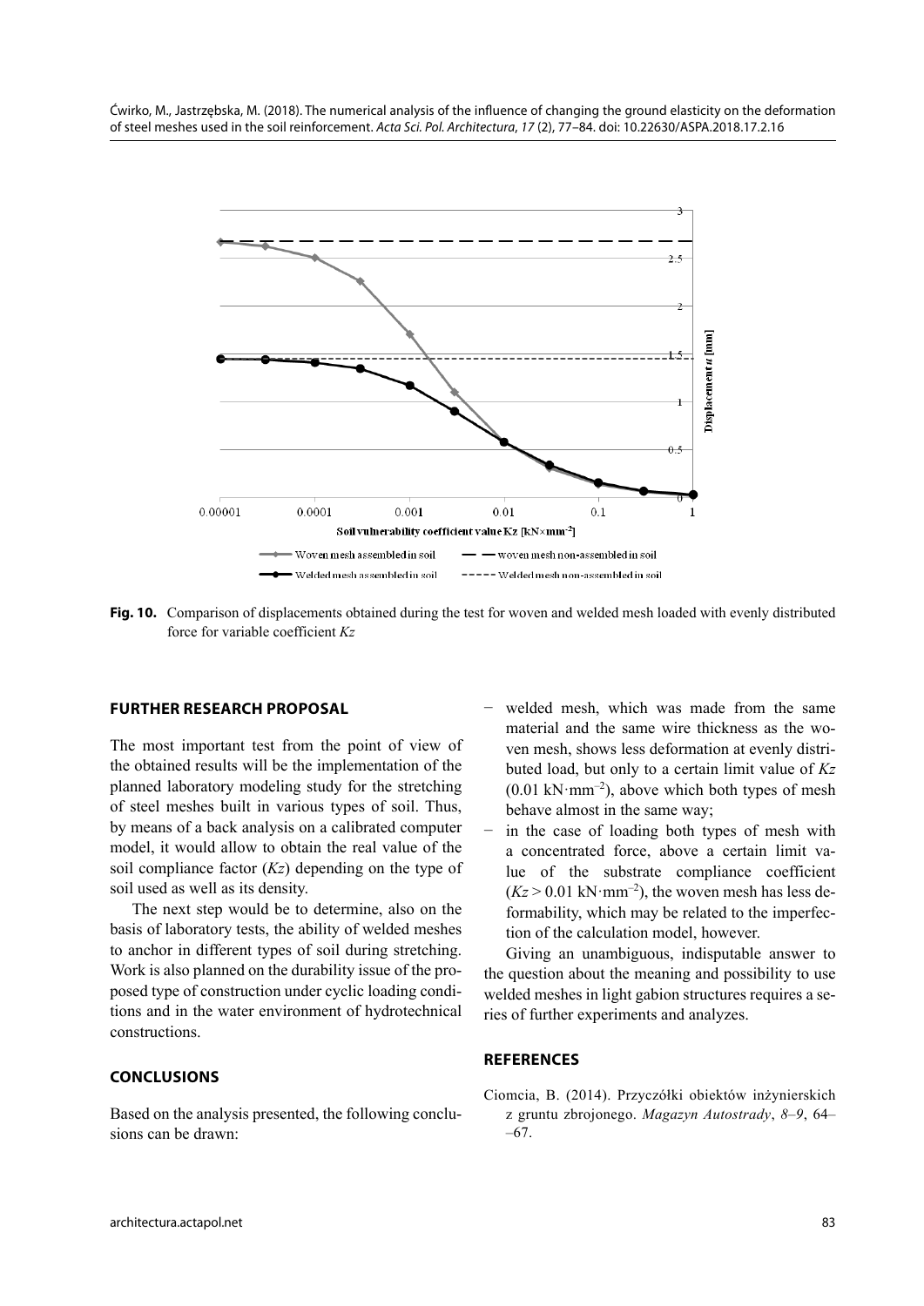Fig. 10. Comparison of displacements obtained during the test for woven and welded mesh loaded with evenly distributed force for variable coefficient *Kz*

## FURTHER RESEARCH PROPOSAL

The most important test from the point of view of the obtained results will be the implementation of the planned laboratory modeling study for the stretching of steel meshes built in various types of soil. Thus, by means of a back analysis on a calibrated computer model, it would allow to obtain the real value of the soil compliance factor (*Kz*) depending on the type of soil used as well as its density.

The next step would be to determine, also on the basis of laboratory tests, the ability of welded meshes to anchor in different types of soil during stretching. Work is also planned on the durability issue of the proposed type of construction under cyclic loading conditions and in the water environment of hydrotechnical constructions.

## CONCLUSIONS

Based on the analysis presented, the following conclusions can be drawn:

- welded mesh, which was made from the same material and the same wire thickness as the woven mesh, shows less deformation at evenly distributed load, but only to a certain limit value of *Kz* ($0.01\ \mathrm{kN \cdot mm^{-2}}$), above which both types of mesh behave almost in the same way;
- in the case of loading both types of mesh with a concentrated force, above a certain limit value of the substrate compliance coefficient ($Kz > 0.01\ \mathrm{kN \cdot mm^{-2}}$), the woven mesh has less deformability, which may be related to the imperfection of the calculation model, however.

Giving an unambiguous, indisputable answer to the question about the meaning and possibility to use welded meshes in light gabion structures requires a series of further experiments and analyzes.

## REFERENCES

Ciomcia, B. (2014). Przyczółki obiektów inżynierskich z gruntu zbrojonego. *Magazyn Autostrady*, *8–9*, 64–67.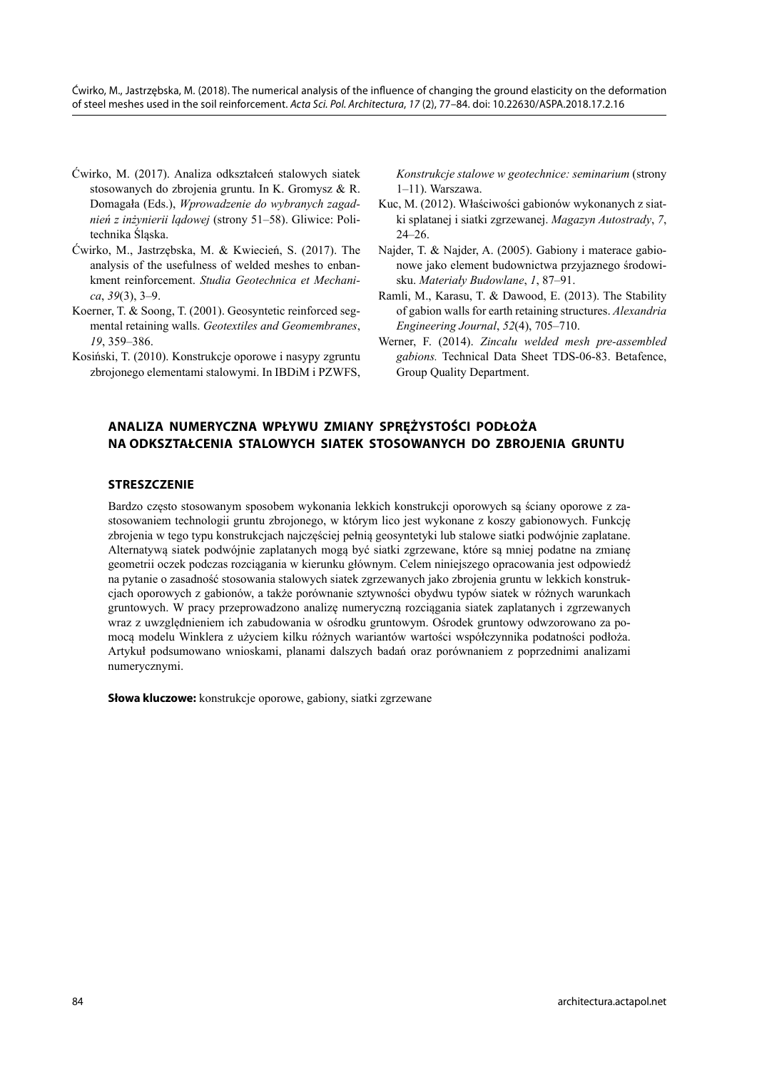- Ćwirko, M. (2017). Analiza odkształceń stalowych siatek stosowanych do zbrojenia gruntu. In K. Gromysz & R. Domagała (Eds.), *Wprowadzenie do wybranych zagadnień z inżynierii lądowej* (strony 51–58). Gliwice: Politechnika Śląska.
- Ćwirko, M., Jastrzębska, M. & Kwiecień, S. (2017). The analysis of the usefulness of welded meshes to enbankment reinforcement. *Studia Geotechnica et Mechanica*, *39*(3), 3–9.
- Koerner, T. & Soong, T. (2001). Geosyntetic reinforced segmental retaining walls. *Geotextiles and Geomembranes*, *19*, 359–386.
- Kosiński, T. (2010). Konstrukcje oporowe i nasypy zgruntu zbrojonego elementami stalowymi. In IBDiM i PZWFS, *Konstrukcje stalowe w geotechnice: seminarium* (strony 1–11). Warszawa.
- Kuc, M. (2012). Właściwości gabionów wykonanych z siatki splatanej i siatki zgrzewanej. *Magazyn Autostrady*, *7*, 24–26.
- Najder, T. & Najder, A. (2005). Gabiony i materace gabionowe jako element budownictwa przyjaznego środowisku. *Materiały Budowlane*, *1*, 87–91.
- Ramli, M., Karasu, T. & Dawood, E. (2013). The Stability of gabion walls for earth retaining structures. *Alexandria Engineering Journal*, *52*(4), 705–710.
- Werner, F. (2014). *Zincalu welded mesh pre-assembled gabions.* Technical Data Sheet TDS-06-83. Betafence, Group Quality Department.

## ANALIZA NUMERYCZNA WPŁYWU ZMIANY SPRĘŻYSTOŚCI PODŁOŻA NA ODKSZTAŁCENIA STALOWYCH SIATEK STOSOWANYCH DO ZBROJENIA GRUNTU

### STRESZCZENIE

Bardzo często stosowanym sposobem wykonania lekkich konstrukcji oporowych są ściany oporowe z zastosowaniem technologii gruntu zbrojonego, w którym lico jest wykonane z koszy gabionowych. Funkcję zbrojenia w tego typu konstrukcjach najczęściej pełnią geosyntetyki lub stalowe siatki podwójnie zaplatane. Alternatywą siatek podwójnie zaplatanych mogą być siatki zgrzewane, które są mniej podatne na zmianę geometrii oczek podczas rozciągania w kierunku głównym. Celem niniejszego opracowania jest odpowiedź na pytanie o zasadność stosowania stalowych siatek zgrzewanych jako zbrojenia gruntu w lekkich konstrukcjach oporowych z gabionów, a także porównanie sztywności obydwu typów siatek w różnych warunkach gruntowych. W pracy przeprowadzono analizę numeryczną rozciągania siatek zaplatanych i zgrzewanych wraz z uwzględnieniem ich zabudowania w ośrodku gruntowym. Ośrodek gruntowy odwzorowano za pomocą modelu Winklera z użyciem kilku różnych wariantów wartości współczynnika podatności podłoża. Artykuł podsumowano wnioskami, planami dalszych badań oraz porównaniem z poprzednimi analizami numerycznymi.

**Słowa kluczowe:** konstrukcje oporowe, gabiony, siatki zgrzewane